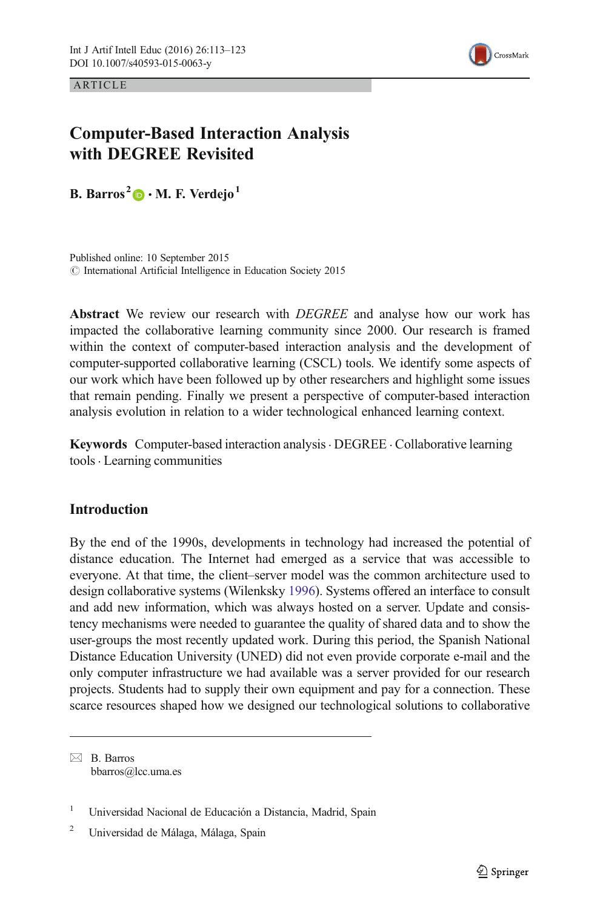ARTICLE

# Computer-Based Interaction Analysis with DEGREE Revisited

**B. Barros**[2] · **M. F. Verdejo**[1]

Published online: 10 September 2015
© International Artificial Intelligence in Education Society 2015

**Abstract** We review our research with *DEGREE* and analyse how our work has impacted the collaborative learning community since 2000. Our research is framed within the context of computer-based interaction analysis and the development of computer-supported collaborative learning (CSCL) tools. We identify some aspects of our work which have been followed up by other researchers and highlight some issues that remain pending. Finally we present a perspective of computer-based interaction analysis evolution in relation to a wider technological enhanced learning context.

**Keywords** Computer-based interaction analysis · DEGREE · Collaborative learning tools · Learning communities

## Introduction

By the end of the 1990s, developments in technology had increased the potential of distance education. The Internet had emerged as a service that was accessible to everyone. At that time, the client–server model was the common architecture used to design collaborative systems (Wilenksky 1996). Systems offered an interface to consult and add new information, which was always hosted on a server. Update and consistency mechanisms were needed to guarantee the quality of shared data and to show the user-groups the most recently updated work. During this period, the Spanish National Distance Education University (UNED) did not even provide corporate e-mail and the only computer infrastructure we had available was a server provided for our research projects. Students had to supply their own equipment and pay for a connection. These scarce resources shaped how we designed our technological solutions to collaborative

✉ B. Barros
bbarros@lcc.uma.es

[1] Universidad Nacional de Educación a Distancia, Madrid, Spain

[2] Universidad de Málaga, Málaga, Spain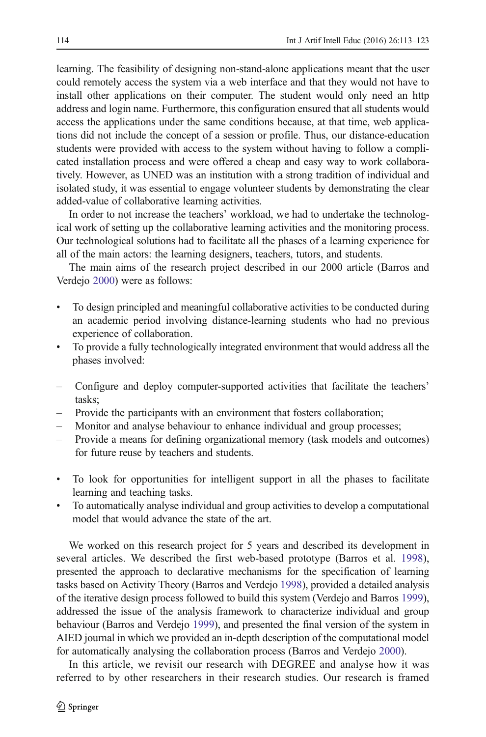learning. The feasibility of designing non-stand-alone applications meant that the user could remotely access the system via a web interface and that they would not have to install other applications on their computer. The student would only need an http address and login name. Furthermore, this configuration ensured that all students would access the applications under the same conditions because, at that time, web applications did not include the concept of a session or profile. Thus, our distance-education students were provided with access to the system without having to follow a complicated installation process and were offered a cheap and easy way to work collaboratively. However, as UNED was an institution with a strong tradition of individual and isolated study, it was essential to engage volunteer students by demonstrating the clear added-value of collaborative learning activities.

In order to not increase the teachers' workload, we had to undertake the technological work of setting up the collaborative learning activities and the monitoring process. Our technological solutions had to facilitate all the phases of a learning experience for all of the main actors: the learning designers, teachers, tutors, and students.

The main aims of the research project described in our 2000 article (Barros and Verdejo 2000) were as follows:

- To design principled and meaningful collaborative activities to be conducted during an academic period involving distance-learning students who had no previous experience of collaboration.
- To provide a fully technologically integrated environment that would address all the phases involved:

  – Configure and deploy computer-supported activities that facilitate the teachers' tasks;
  – Provide the participants with an environment that fosters collaboration;
  – Monitor and analyse behaviour to enhance individual and group processes;
  – Provide a means for defining organizational memory (task models and outcomes) for future reuse by teachers and students.

- To look for opportunities for intelligent support in all the phases to facilitate learning and teaching tasks.
- To automatically analyse individual and group activities to develop a computational model that would advance the state of the art.

We worked on this research project for 5 years and described its development in several articles. We described the first web-based prototype (Barros et al. 1998), presented the approach to declarative mechanisms for the specification of learning tasks based on Activity Theory (Barros and Verdejo 1998), provided a detailed analysis of the iterative design process followed to build this system (Verdejo and Barros 1999), addressed the issue of the analysis framework to characterize individual and group behaviour (Barros and Verdejo 1999), and presented the final version of the system in AIED journal in which we provided an in-depth description of the computational model for automatically analysing the collaboration process (Barros and Verdejo 2000).

In this article, we revisit our research with DEGREE and analyse how it was referred to by other researchers in their research studies. Our research is framed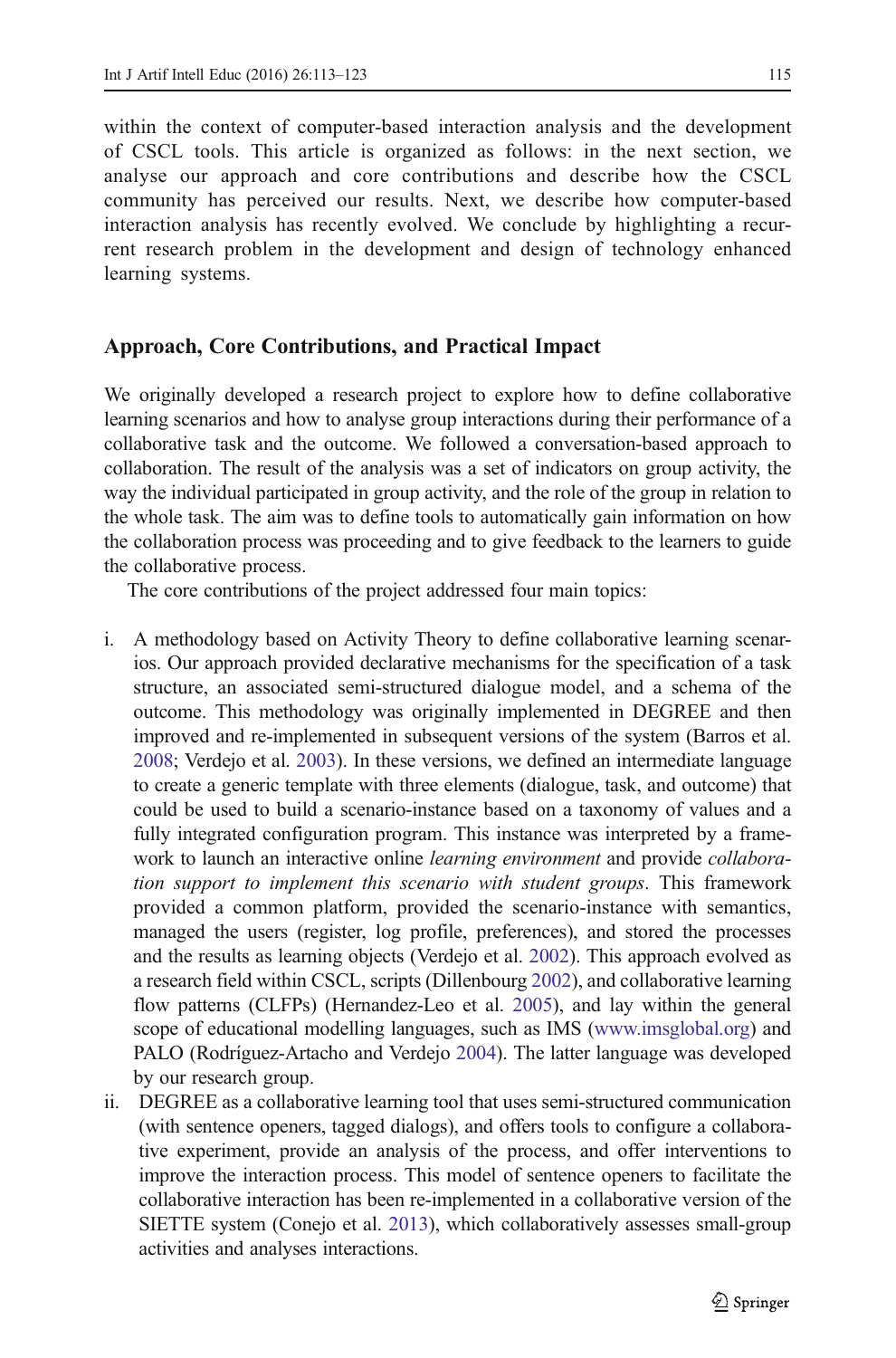within the context of computer-based interaction analysis and the development of CSCL tools. This article is organized as follows: in the next section, we analyse our approach and core contributions and describe how the CSCL community has perceived our results. Next, we describe how computer-based interaction analysis has recently evolved. We conclude by highlighting a recurrent research problem in the development and design of technology enhanced learning systems.

## Approach, Core Contributions, and Practical Impact

We originally developed a research project to explore how to define collaborative learning scenarios and how to analyse group interactions during their performance of a collaborative task and the outcome. We followed a conversation-based approach to collaboration. The result of the analysis was a set of indicators on group activity, the way the individual participated in group activity, and the role of the group in relation to the whole task. The aim was to define tools to automatically gain information on how the collaboration process was proceeding and to give feedback to the learners to guide the collaborative process.

The core contributions of the project addressed four main topics:

i. A methodology based on Activity Theory to define collaborative learning scenarios. Our approach provided declarative mechanisms for the specification of a task structure, an associated semi-structured dialogue model, and a schema of the outcome. This methodology was originally implemented in DEGREE and then improved and re-implemented in subsequent versions of the system (Barros et al. 2008; Verdejo et al. 2003). In these versions, we defined an intermediate language to create a generic template with three elements (dialogue, task, and outcome) that could be used to build a scenario-instance based on a taxonomy of values and a fully integrated configuration program. This instance was interpreted by a framework to launch an interactive online *learning environment* and provide *collaboration support to implement this scenario with student groups*. This framework provided a common platform, provided the scenario-instance with semantics, managed the users (register, log profile, preferences), and stored the processes and the results as learning objects (Verdejo et al. 2002). This approach evolved as a research field within CSCL, scripts (Dillenbourg 2002), and collaborative learning flow patterns (CLFPs) (Hernandez-Leo et al. 2005), and lay within the general scope of educational modelling languages, such as IMS (www.imsglobal.org) and PALO (Rodríguez-Artacho and Verdejo 2004). The latter language was developed by our research group.
ii. DEGREE as a collaborative learning tool that uses semi-structured communication (with sentence openers, tagged dialogs), and offers tools to configure a collaborative experiment, provide an analysis of the process, and offer interventions to improve the interaction process. This model of sentence openers to facilitate the collaborative interaction has been re-implemented in a collaborative version of the SIETTE system (Conejo et al. 2013), which collaboratively assesses small-group activities and analyses interactions.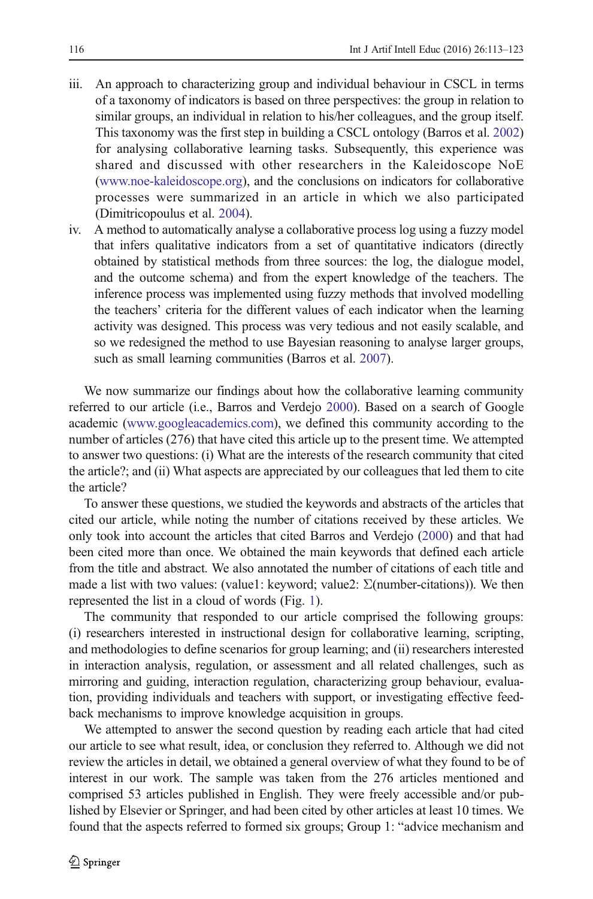iii. An approach to characterizing group and individual behaviour in CSCL in terms of a taxonomy of indicators is based on three perspectives: the group in relation to similar groups, an individual in relation to his/her colleagues, and the group itself. This taxonomy was the first step in building a CSCL ontology (Barros et al. 2002) for analysing collaborative learning tasks. Subsequently, this experience was shared and discussed with other researchers in the Kaleidoscope NoE (www.noe-kaleidoscope.org), and the conclusions on indicators for collaborative processes were summarized in an article in which we also participated (Dimitricopoulus et al. 2004).

iv. A method to automatically analyse a collaborative process log using a fuzzy model that infers qualitative indicators from a set of quantitative indicators (directly obtained by statistical methods from three sources: the log, the dialogue model, and the outcome schema) and from the expert knowledge of the teachers. The inference process was implemented using fuzzy methods that involved modelling the teachers' criteria for the different values of each indicator when the learning activity was designed. This process was very tedious and not easily scalable, and so we redesigned the method to use Bayesian reasoning to analyse larger groups, such as small learning communities (Barros et al. 2007).

We now summarize our findings about how the collaborative learning community referred to our article (i.e., Barros and Verdejo 2000). Based on a search of Google academic (www.googleacademics.com), we defined this community according to the number of articles (276) that have cited this article up to the present time. We attempted to answer two questions: (i) What are the interests of the research community that cited the article?; and (ii) What aspects are appreciated by our colleagues that led them to cite the article?

To answer these questions, we studied the keywords and abstracts of the articles that cited our article, while noting the number of citations received by these articles. We only took into account the articles that cited Barros and Verdejo (2000) and that had been cited more than once. We obtained the main keywords that defined each article from the title and abstract. We also annotated the number of citations of each title and made a list with two values: (value1: keyword; value2: Σ(number-citations)). We then represented the list in a cloud of words (Fig. 1).

The community that responded to our article comprised the following groups: (i) researchers interested in instructional design for collaborative learning, scripting, and methodologies to define scenarios for group learning; and (ii) researchers interested in interaction analysis, regulation, or assessment and all related challenges, such as mirroring and guiding, interaction regulation, characterizing group behaviour, evaluation, providing individuals and teachers with support, or investigating effective feedback mechanisms to improve knowledge acquisition in groups.

We attempted to answer the second question by reading each article that had cited our article to see what result, idea, or conclusion they referred to. Although we did not review the articles in detail, we obtained a general overview of what they found to be of interest in our work. The sample was taken from the 276 articles mentioned and comprised 53 articles published in English. They were freely accessible and/or published by Elsevier or Springer, and had been cited by other articles at least 10 times. We found that the aspects referred to formed six groups; Group 1: "advice mechanism and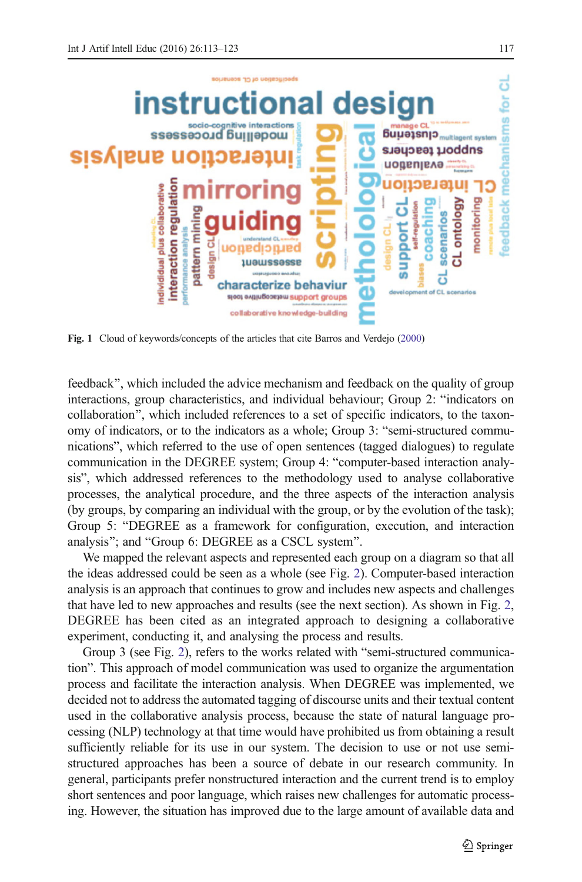**Fig. 1** Cloud of keywords/concepts of the articles that cite Barros and Verdejo (2000)

feedback", which included the advice mechanism and feedback on the quality of group interactions, group characteristics, and individual behaviour; Group 2: "indicators on collaboration", which included references to a set of specific indicators, to the taxonomy of indicators, or to the indicators as a whole; Group 3: "semi-structured communications", which referred to the use of open sentences (tagged dialogues) to regulate communication in the DEGREE system; Group 4: "computer-based interaction analysis", which addressed references to the methodology used to analyse collaborative processes, the analytical procedure, and the three aspects of the interaction analysis (by groups, by comparing an individual with the group, or by the evolution of the task); Group 5: "DEGREE as a framework for configuration, execution, and interaction analysis"; and "Group 6: DEGREE as a CSCL system".

We mapped the relevant aspects and represented each group on a diagram so that all the ideas addressed could be seen as a whole (see Fig. 2). Computer-based interaction analysis is an approach that continues to grow and includes new aspects and challenges that have led to new approaches and results (see the next section). As shown in Fig. 2, DEGREE has been cited as an integrated approach to designing a collaborative experiment, conducting it, and analysing the process and results.

Group 3 (see Fig. 2), refers to the works related with "semi-structured communication". This approach of model communication was used to organize the argumentation process and facilitate the interaction analysis. When DEGREE was implemented, we decided not to address the automated tagging of discourse units and their textual content used in the collaborative analysis process, because the state of natural language processing (NLP) technology at that time would have prohibited us from obtaining a result sufficiently reliable for its use in our system. The decision to use or not use semi-structured approaches has been a source of debate in our research community. In general, participants prefer nonstructured interaction and the current trend is to employ short sentences and poor language, which raises new challenges for automatic processing. However, the situation has improved due to the large amount of available data and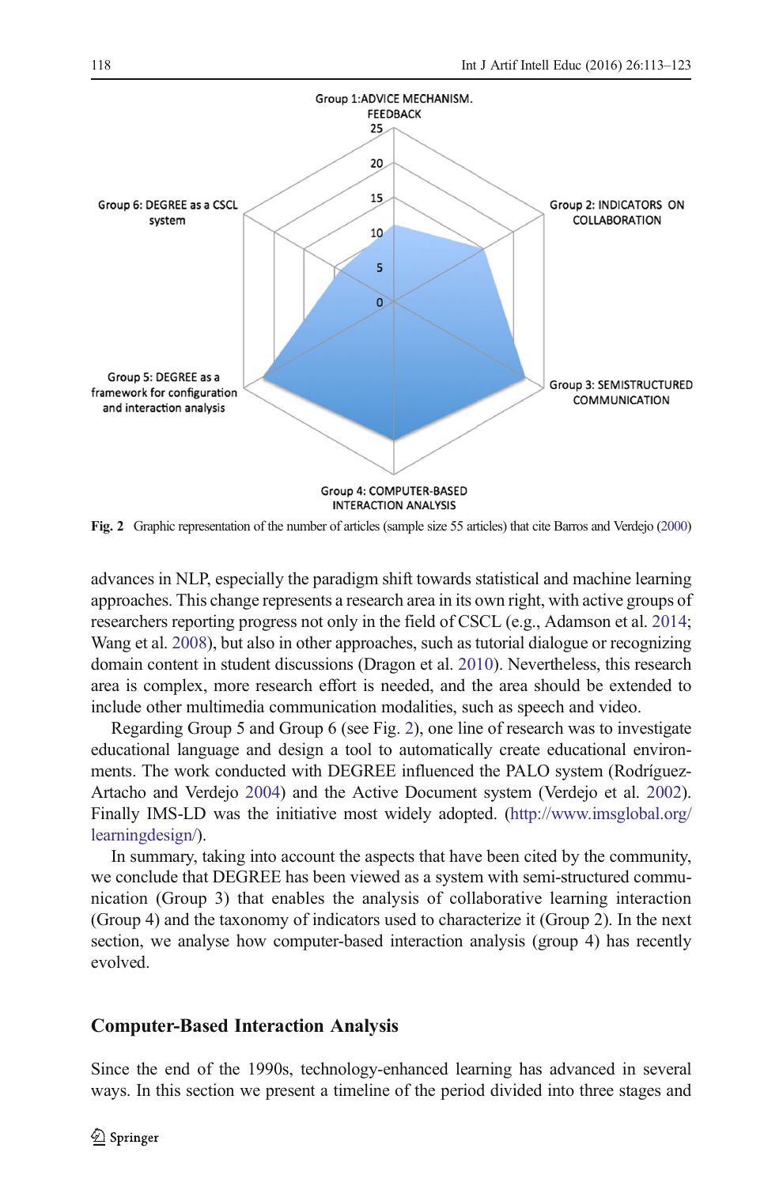Fig. 2 Graphic representation of the number of articles (sample size 55 articles) that cite Barros and Verdejo (2000)

advances in NLP, especially the paradigm shift towards statistical and machine learning approaches. This change represents a research area in its own right, with active groups of researchers reporting progress not only in the field of CSCL (e.g., Adamson et al. 2014; Wang et al. 2008), but also in other approaches, such as tutorial dialogue or recognizing domain content in student discussions (Dragon et al. 2010). Nevertheless, this research area is complex, more research effort is needed, and the area should be extended to include other multimedia communication modalities, such as speech and video.

Regarding Group 5 and Group 6 (see Fig. 2), one line of research was to investigate educational language and design a tool to automatically create educational environments. The work conducted with DEGREE influenced the PALO system (Rodríguez-Artacho and Verdejo 2004) and the Active Document system (Verdejo et al. 2002). Finally IMS-LD was the initiative most widely adopted. (http://www.imsglobal.org/learningdesign/).

In summary, taking into account the aspects that have been cited by the community, we conclude that DEGREE has been viewed as a system with semi-structured communication (Group 3) that enables the analysis of collaborative learning interaction (Group 4) and the taxonomy of indicators used to characterize it (Group 2). In the next section, we analyse how computer-based interaction analysis (group 4) has recently evolved.

## Computer-Based Interaction Analysis

Since the end of the 1990s, technology-enhanced learning has advanced in several ways. In this section we present a timeline of the period divided into three stages and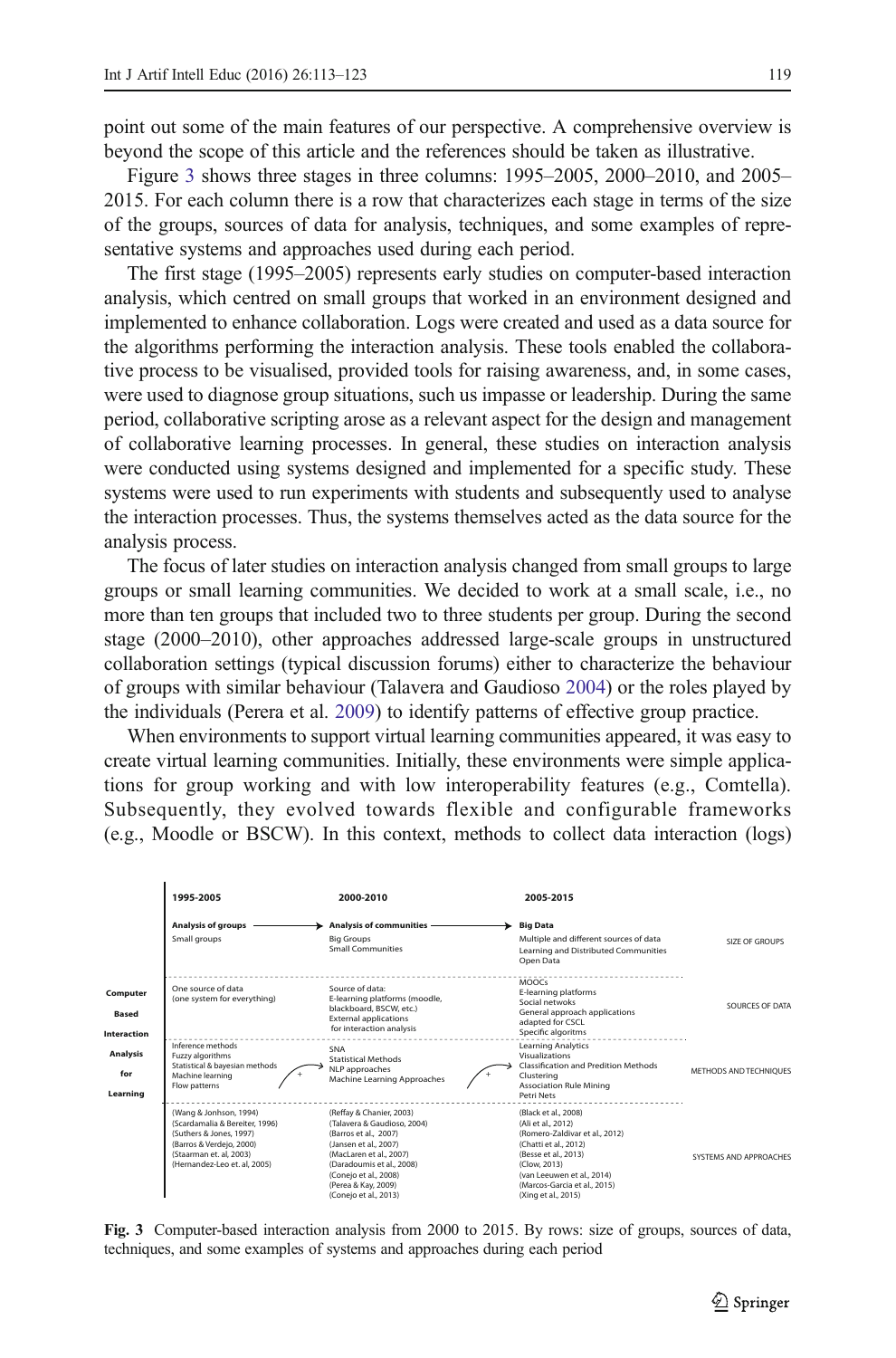point out some of the main features of our perspective. A comprehensive overview is beyond the scope of this article and the references should be taken as illustrative.

Figure 3 shows three stages in three columns: 1995–2005, 2000–2010, and 2005–2015. For each column there is a row that characterizes each stage in terms of the size of the groups, sources of data for analysis, techniques, and some examples of representative systems and approaches used during each period.

The first stage (1995–2005) represents early studies on computer-based interaction analysis, which centred on small groups that worked in an environment designed and implemented to enhance collaboration. Logs were created and used as a data source for the algorithms performing the interaction analysis. These tools enabled the collaborative process to be visualised, provided tools for raising awareness, and, in some cases, were used to diagnose group situations, such us impasse or leadership. During the same period, collaborative scripting arose as a relevant aspect for the design and management of collaborative learning processes. In general, these studies on interaction analysis were conducted using systems designed and implemented for a specific study. These systems were used to run experiments with students and subsequently used to analyse the interaction processes. Thus, the systems themselves acted as the data source for the analysis process.

The focus of later studies on interaction analysis changed from small groups to large groups or small learning communities. We decided to work at a small scale, i.e., no more than ten groups that included two to three students per group. During the second stage (2000–2010), other approaches addressed large-scale groups in unstructured collaboration settings (typical discussion forums) either to characterize the behaviour of groups with similar behaviour (Talavera and Gaudioso 2004) or the roles played by the individuals (Perera et al. 2009) to identify patterns of effective group practice.

When environments to support virtual learning communities appeared, it was easy to create virtual learning communities. Initially, these environments were simple applications for group working and with low interoperability features (e.g., Comtella). Subsequently, they evolved towards flexible and configurable frameworks (e.g., Moodle or BSCW). In this context, methods to collect data interaction (logs)

| Computer Based Interaction Analysis for Learning | 1995-2005 | 2000-2010 | 2005-2015 | |
|---|---|---|---|---|
| | **Analysis of groups** → Small groups | **Analysis of communities** → Big Groups; Small Communities | **Big Data** Multiple and different sources of data; Learning and Distributed Communities; Open Data | SIZE OF GROUPS |
| | One source of data (one system for everything) | Source of data: E-learning platforms (moodle, blackboard, BSCW, etc.); External applications for interaction analysis | MOOCs; E-learning platforms; Social netwoks; General approach applications adapted for CSCL; Specific algoritms | SOURCES OF DATA |
| | Inference methods; Fuzzy algorithms; Statistical & bayesian methods; Machine learning; Flow patterns | + SNA; Statistical Methods; NLP approaches; Machine Learning Approaches | + Learning Analytics; Visualizations; Classification and Predition Methods; Clustering; Association Rule Mining; Petri Nets | METHODS AND TECHNIQUES |
| | (Wang & Jonhson, 1994); (Scardamalia & Bereiter, 1996); (Suthers & Jones, 1997); (Barros & Verdejo, 2000); (Staarman et. al, 2003); (Hernandez-Leo et. al, 2005) | (Reffay & Chanier, 2003); (Talavera & Gaudioso, 2004); (Barros et al., 2007); (Jansen et al., 2007); (MacLaren et al., 2007); (Daradoumis et al., 2008); (Conejo et al., 2008); (Perea & Kay, 2009); (Conejo et al., 2013) | (Black et al., 2008); (Ali et al., 2012); (Romero-Zaldivar et al., 2012); (Chatti et al., 2012); (Besse et al., 2013); (Clow, 2013); (van Leeuwen et al., 2014); (Marcos-Garcia et al., 2015); (Xing et al., 2015) | SYSTEMS AND APPROACHES |

**Fig. 3** Computer-based interaction analysis from 2000 to 2015. By rows: size of groups, sources of data, techniques, and some examples of systems and approaches during each period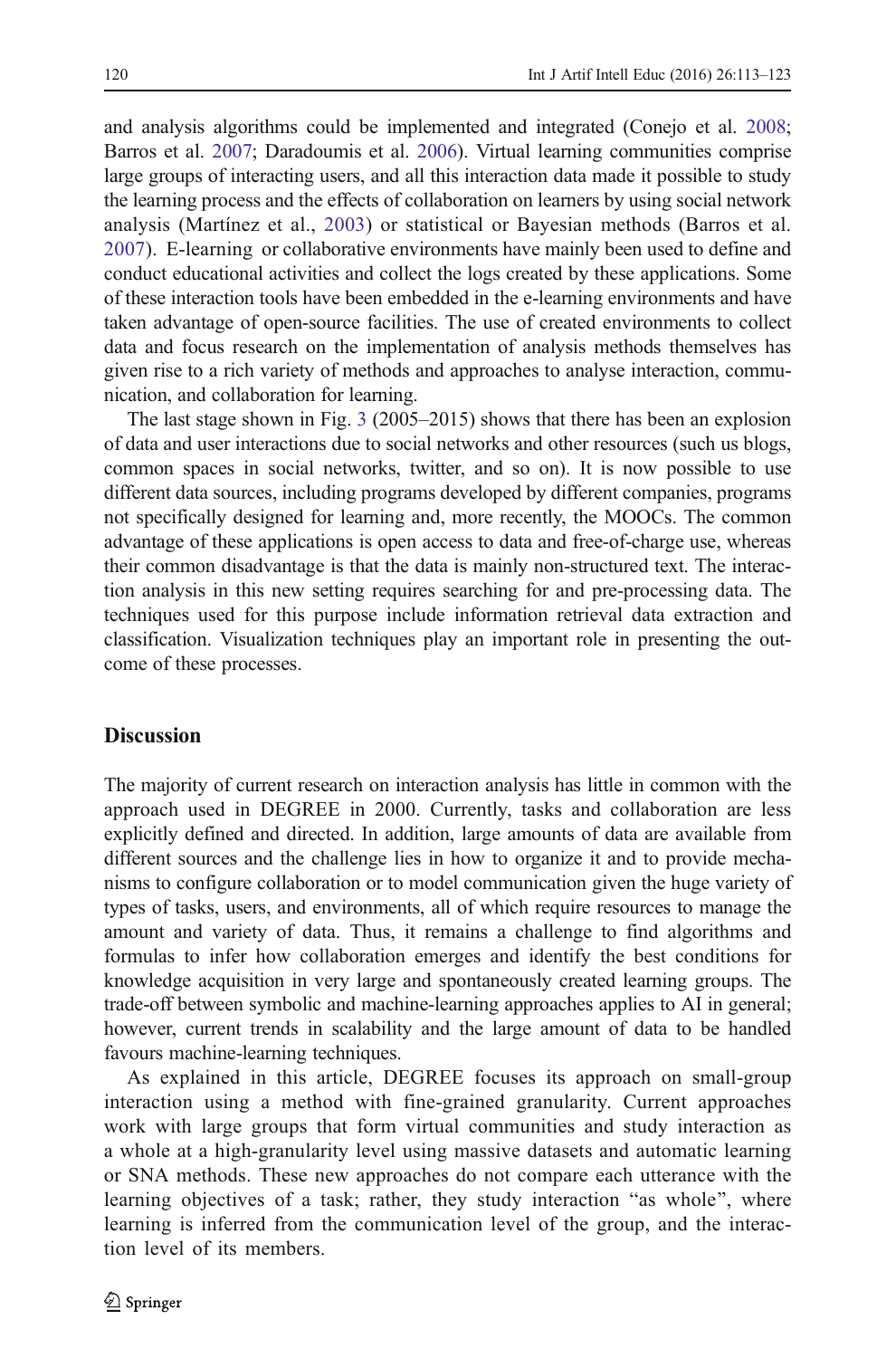and analysis algorithms could be implemented and integrated (Conejo et al. 2008; Barros et al. 2007; Daradoumis et al. 2006). Virtual learning communities comprise large groups of interacting users, and all this interaction data made it possible to study the learning process and the effects of collaboration on learners by using social network analysis (Martínez et al., 2003) or statistical or Bayesian methods (Barros et al. 2007). E-learning or collaborative environments have mainly been used to define and conduct educational activities and collect the logs created by these applications. Some of these interaction tools have been embedded in the e-learning environments and have taken advantage of open-source facilities. The use of created environments to collect data and focus research on the implementation of analysis methods themselves has given rise to a rich variety of methods and approaches to analyse interaction, communication, and collaboration for learning.

The last stage shown in Fig. 3 (2005–2015) shows that there has been an explosion of data and user interactions due to social networks and other resources (such us blogs, common spaces in social networks, twitter, and so on). It is now possible to use different data sources, including programs developed by different companies, programs not specifically designed for learning and, more recently, the MOOCs. The common advantage of these applications is open access to data and free-of-charge use, whereas their common disadvantage is that the data is mainly non-structured text. The interaction analysis in this new setting requires searching for and pre-processing data. The techniques used for this purpose include information retrieval data extraction and classification. Visualization techniques play an important role in presenting the outcome of these processes.

## Discussion

The majority of current research on interaction analysis has little in common with the approach used in DEGREE in 2000. Currently, tasks and collaboration are less explicitly defined and directed. In addition, large amounts of data are available from different sources and the challenge lies in how to organize it and to provide mechanisms to configure collaboration or to model communication given the huge variety of types of tasks, users, and environments, all of which require resources to manage the amount and variety of data. Thus, it remains a challenge to find algorithms and formulas to infer how collaboration emerges and identify the best conditions for knowledge acquisition in very large and spontaneously created learning groups. The trade-off between symbolic and machine-learning approaches applies to AI in general; however, current trends in scalability and the large amount of data to be handled favours machine-learning techniques.

As explained in this article, DEGREE focuses its approach on small-group interaction using a method with fine-grained granularity. Current approaches work with large groups that form virtual communities and study interaction as a whole at a high-granularity level using massive datasets and automatic learning or SNA methods. These new approaches do not compare each utterance with the learning objectives of a task; rather, they study interaction "as whole", where learning is inferred from the communication level of the group, and the interaction level of its members.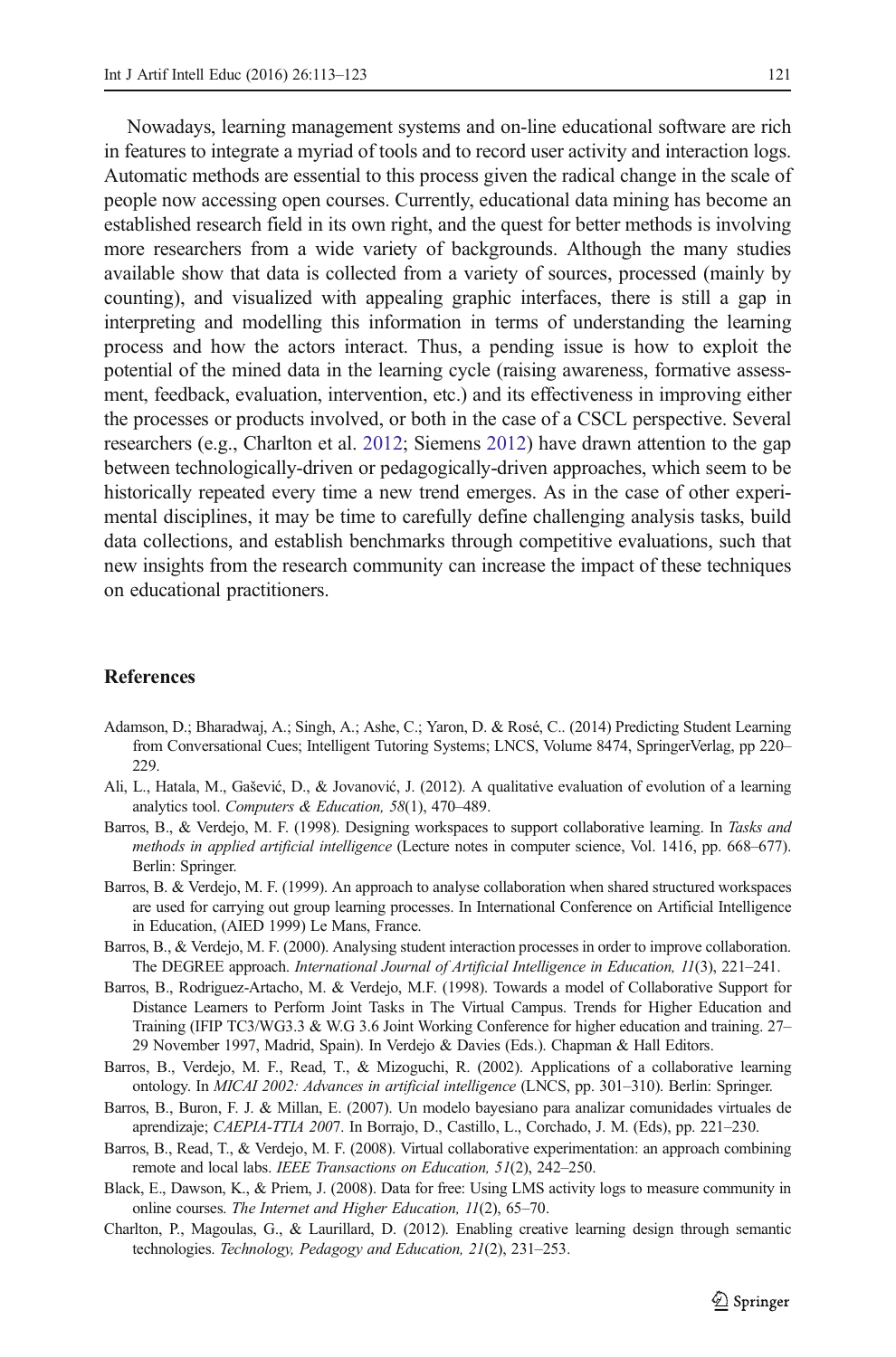Nowadays, learning management systems and on-line educational software are rich in features to integrate a myriad of tools and to record user activity and interaction logs. Automatic methods are essential to this process given the radical change in the scale of people now accessing open courses. Currently, educational data mining has become an established research field in its own right, and the quest for better methods is involving more researchers from a wide variety of backgrounds. Although the many studies available show that data is collected from a variety of sources, processed (mainly by counting), and visualized with appealing graphic interfaces, there is still a gap in interpreting and modelling this information in terms of understanding the learning process and how the actors interact. Thus, a pending issue is how to exploit the potential of the mined data in the learning cycle (raising awareness, formative assessment, feedback, evaluation, intervention, etc.) and its effectiveness in improving either the processes or products involved, or both in the case of a CSCL perspective. Several researchers (e.g., Charlton et al. 2012; Siemens 2012) have drawn attention to the gap between technologically-driven or pedagogically-driven approaches, which seem to be historically repeated every time a new trend emerges. As in the case of other experimental disciplines, it may be time to carefully define challenging analysis tasks, build data collections, and establish benchmarks through competitive evaluations, such that new insights from the research community can increase the impact of these techniques on educational practitioners.

## References

Adamson, D.; Bharadwaj, A.; Singh, A.; Ashe, C.; Yaron, D. & Rosé, C.. (2014) Predicting Student Learning from Conversational Cues; Intelligent Tutoring Systems; LNCS, Volume 8474, SpringerVerlag, pp 220–229.

Ali, L., Hatala, M., Gašević, D., & Jovanović, J. (2012). A qualitative evaluation of evolution of a learning analytics tool. *Computers & Education, 58*(1), 470–489.

Barros, B., & Verdejo, M. F. (1998). Designing workspaces to support collaborative learning. In *Tasks and methods in applied artificial intelligence* (Lecture notes in computer science, Vol. 1416, pp. 668–677). Berlin: Springer.

Barros, B. & Verdejo, M. F. (1999). An approach to analyse collaboration when shared structured workspaces are used for carrying out group learning processes. In International Conference on Artificial Intelligence in Education, (AIED 1999) Le Mans, France.

Barros, B., & Verdejo, M. F. (2000). Analysing student interaction processes in order to improve collaboration. The DEGREE approach. *International Journal of Artificial Intelligence in Education, 11*(3), 221–241.

Barros, B., Rodriguez-Artacho, M. & Verdejo, M.F. (1998). Towards a model of Collaborative Support for Distance Learners to Perform Joint Tasks in The Virtual Campus. Trends for Higher Education and Training (IFIP TC3/WG3.3 & W.G 3.6 Joint Working Conference for higher education and training. 27–29 November 1997, Madrid, Spain). In Verdejo & Davies (Eds.). Chapman & Hall Editors.

Barros, B., Verdejo, M. F., Read, T., & Mizoguchi, R. (2002). Applications of a collaborative learning ontology. In *MICAI 2002: Advances in artificial intelligence* (LNCS, pp. 301–310). Berlin: Springer.

Barros, B., Buron, F. J. & Millan, E. (2007). Un modelo bayesiano para analizar comunidades virtuales de aprendizaje; *CAEPIA-TTIA 2007*. In Borrajo, D., Castillo, L., Corchado, J. M. (Eds), pp. 221–230.

Barros, B., Read, T., & Verdejo, M. F. (2008). Virtual collaborative experimentation: an approach combining remote and local labs. *IEEE Transactions on Education, 51*(2), 242–250.

Black, E., Dawson, K., & Priem, J. (2008). Data for free: Using LMS activity logs to measure community in online courses. *The Internet and Higher Education, 11*(2), 65–70.

Charlton, P., Magoulas, G., & Laurillard, D. (2012). Enabling creative learning design through semantic technologies. *Technology, Pedagogy and Education, 21*(2), 231–253.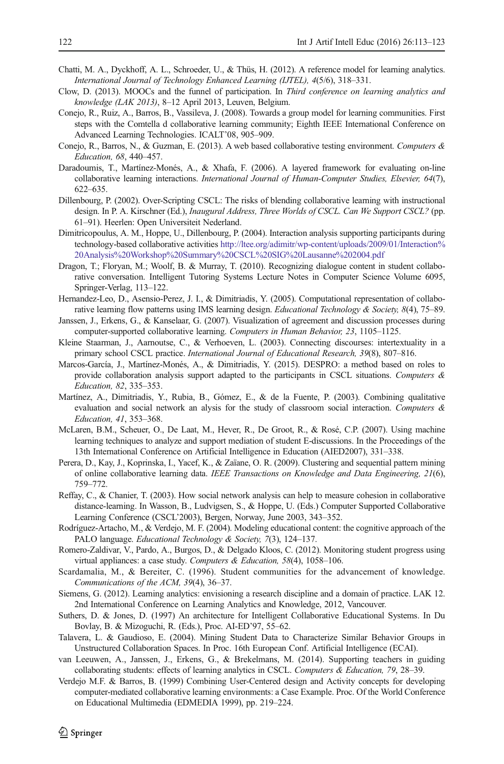Chatti, M. A., Dyckhoff, A. L., Schroeder, U., & Thüs, H. (2012). A reference model for learning analytics. *International Journal of Technology Enhanced Learning (IJTEL), 4*(5/6), 318–331.

Clow, D. (2013). MOOCs and the funnel of participation. In *Third conference on learning analytics and knowledge (LAK 2013)*, 8–12 April 2013, Leuven, Belgium.

Conejo, R., Ruiz, A., Barros, B., Vassileva, J. (2008). Towards a group model for learning communities. First steps with the Comtella d collaborative learning community; Eighth IEEE International Conference on Advanced Learning Technologies. ICALT'08, 905–909.

Conejo, R., Barros, N., & Guzman, E. (2013). A web based collaborative testing environment. *Computers & Education, 68*, 440–457.

Daradoumis, T., Martínez-Monés, A., & Xhafa, F. (2006). A layered framework for evaluating on-line collaborative learning interactions. *International Journal of Human-Computer Studies, Elsevier, 64*(7), 622–635.

Dillenbourg, P. (2002). Over-Scripting CSCL: The risks of blending collaborative learning with instructional design. In P. A. Kirschner (Ed.), *Inaugural Address, Three Worlds of CSCL. Can We Support CSCL?* (pp. 61–91). Heerlen: Open Universiteit Nederland.

Dimitricopoulus, A. M., Hoppe, U., Dillenbourg, P. (2004). Interaction analysis supporting participants during technology-based collaborative activities http://ltee.org/adimitr/wp-content/uploads/2009/01/Interaction%20Analysis%20Workshop%20Summary%20CSCL%20SIG%20Lausanne%202004.pdf

Dragon, T.; Floryan, M.; Woolf, B. & Murray, T. (2010). Recognizing dialogue content in student collaborative conversation. Intelligent Tutoring Systems Lecture Notes in Computer Science Volume 6095, Springer-Verlag, 113–122.

Hernandez-Leo, D., Asensio-Perez, J. I., & Dimitriadis, Y. (2005). Computational representation of collaborative learning flow patterns using IMS learning design. *Educational Technology & Society, 8*(4), 75–89.

Janssen, J., Erkens, G., & Kanselaar, G. (2007). Visualization of agreement and discussion processes during computer-supported collaborative learning. *Computers in Human Behavior, 23*, 1105–1125.

Kleine Staarman, J., Aarnoutse, C., & Verhoeven, L. (2003). Connecting discourses: intertextuality in a primary school CSCL practice. *International Journal of Educational Research, 39*(8), 807–816.

Marcos-García, J., Martínez-Monés, A., & Dimitriadis, Y. (2015). DESPRO: a method based on roles to provide collaboration analysis support adapted to the participants in CSCL situations. *Computers & Education, 82*, 335–353.

Martínez, A., Dimitriadis, Y., Rubia, B., Gómez, E., & de la Fuente, P. (2003). Combining qualitative evaluation and social network an alysis for the study of classroom social interaction. *Computers & Education, 41*, 353–368.

McLaren, B.M., Scheuer, O., De Laat, M., Hever, R., De Groot, R., & Rosé, C.P. (2007). Using machine learning techniques to analyze and support mediation of student E-discussions. In the Proceedings of the 13th International Conference on Artificial Intelligence in Education (AIED2007), 331–338.

Perera, D., Kay, J., Koprinska, I., Yacef, K., & Zaïane, O. R. (2009). Clustering and sequential pattern mining of online collaborative learning data. *IEEE Transactions on Knowledge and Data Engineering, 21*(6), 759–772.

Reffay, C., & Chanier, T. (2003). How social network analysis can help to measure cohesion in collaborative distance-learning. In Wasson, B., Ludvigsen, S., & Hoppe, U. (Eds.) Computer Supported Collaborative Learning Conference (CSCL'2003), Bergen, Norway, June 2003, 343–352.

Rodríguez-Artacho, M., & Verdejo, M. F. (2004). Modeling educational content: the cognitive approach of the PALO language. *Educational Technology & Society, 7*(3), 124–137.

Romero-Zaldivar, V., Pardo, A., Burgos, D., & Delgado Kloos, C. (2012). Monitoring student progress using virtual appliances: a case study. *Computers & Education, 58*(4), 1058–106.

Scardamalia, M., & Bereiter, C. (1996). Student communities for the advancement of knowledge. *Communications of the ACM, 39*(4), 36–37.

Siemens, G. (2012). Learning analytics: envisioning a research discipline and a domain of practice. LAK 12. 2nd International Conference on Learning Analytics and Knowledge, 2012, Vancouver.

Suthers, D. & Jones, D. (1997) An architecture for Intelligent Collaborative Educational Systems. In Du Bovlay, B. & Mizoguchi, R. (Eds.), Proc. AI-ED'97, 55–62.

Talavera, L. & Gaudioso, E. (2004). Mining Student Data to Characterize Similar Behavior Groups in Unstructured Collaboration Spaces. In Proc. 16th European Conf. Artificial Intelligence (ECAI).

van Leeuwen, A., Janssen, J., Erkens, G., & Brekelmans, M. (2014). Supporting teachers in guiding collaborating students: effects of learning analytics in CSCL. *Computers & Education, 79*, 28–39.

Verdejo M.F. & Barros, B. (1999) Combining User-Centered design and Activity concepts for developing computer-mediated collaborative learning environments: a Case Example. Proc. Of the World Conference on Educational Multimedia (EDMEDIA 1999), pp. 219–224.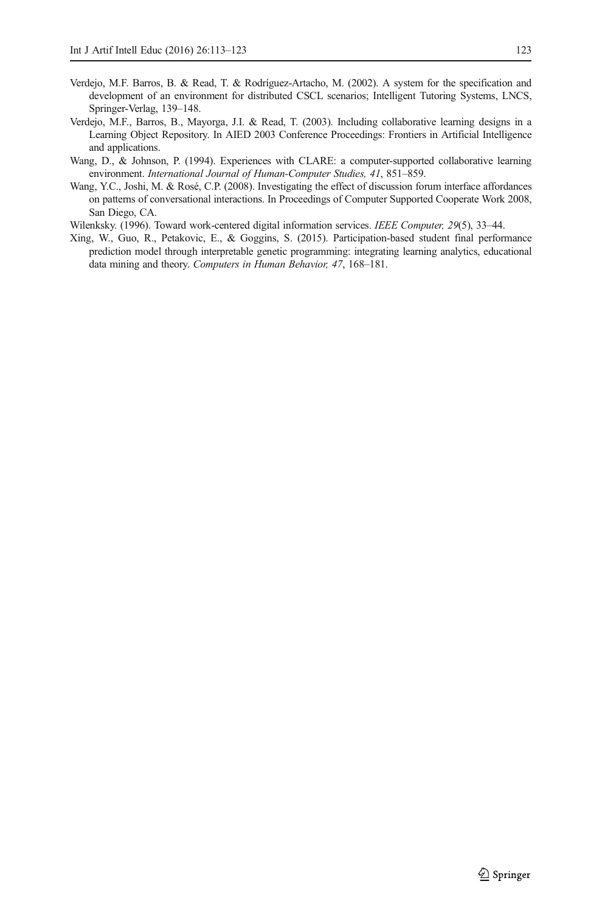Verdejo, M.F. Barros, B. & Read, T. & Rodríguez-Artacho, M. (2002). A system for the specification and development of an environment for distributed CSCL scenarios; Intelligent Tutoring Systems, LNCS, Springer-Verlag, 139–148.

Verdejo, M.F., Barros, B., Mayorga, J.I. & Read, T. (2003). Including collaborative learning designs in a Learning Object Repository. In AIED 2003 Conference Proceedings: Frontiers in Artificial Intelligence and applications.

Wang, D., & Johnson, P. (1994). Experiences with CLARE: a computer-supported collaborative learning environment. *International Journal of Human-Computer Studies, 41*, 851–859.

Wang, Y.C., Joshi, M. & Rosé, C.P. (2008). Investigating the effect of discussion forum interface affordances on patterns of conversational interactions. In Proceedings of Computer Supported Cooperate Work 2008, San Diego, CA.

Wilenksky. (1996). Toward work-centered digital information services. *IEEE Computer, 29*(5), 33–44.

Xing, W., Guo, R., Petakovic, E., & Goggins, S. (2015). Participation-based student final performance prediction model through interpretable genetic programming: integrating learning analytics, educational data mining and theory. *Computers in Human Behavior, 47*, 168–181.